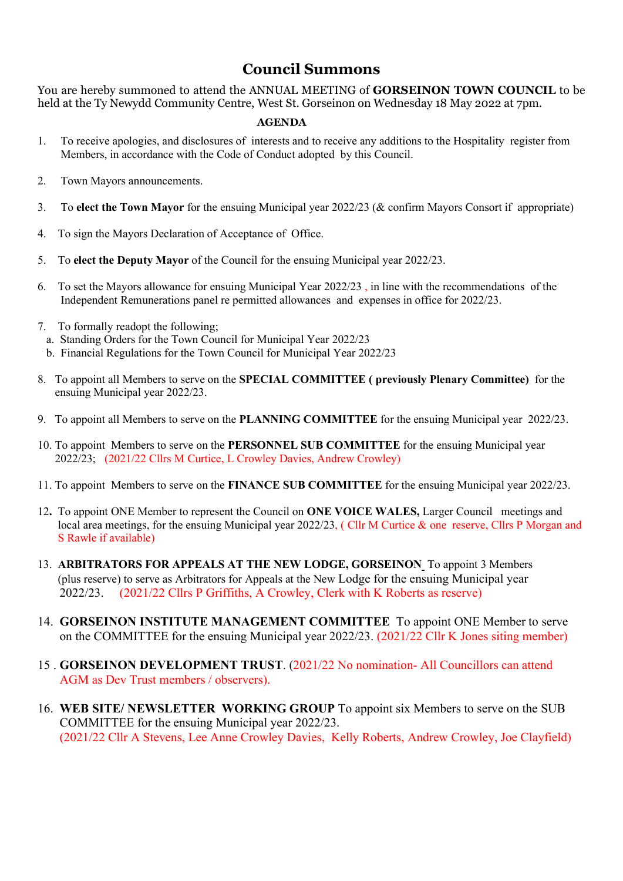# Council Summons

You are hereby summoned to attend the ANNUAL MEETING of **GORSEINON TOWN COUNCIL** to be held at the Ty Newydd Community Centre, West St. Gorseinon on Wednesday 18 May 2022 at 7pm.

**AGENDA**

1. To receive apologies, and disclosures of interests and to receive any additions to the Hospitality register from Members, in accordance with the Code of Conduct adopted by this Council.

2. Town Mayors announcements.

3. To **elect the Town Mayor** for the ensuing Municipal year 2022/23 (& confirm Mayors Consort if appropriate)

4. To sign the Mayors Declaration of Acceptance of Office.

5. To **elect the Deputy Mayor** of the Council for the ensuing Municipal year 2022/23.

6. To set the Mayors allowance for ensuing Municipal Year 2022/23 , in line with the recommendations of the Independent Remunerations panel re permitted allowances and expenses in office for 2022/23.

7. To formally readopt the following;
   a. Standing Orders for the Town Council for Municipal Year 2022/23
   b. Financial Regulations for the Town Council for Municipal Year 2022/23

8. To appoint all Members to serve on the **SPECIAL COMMITTEE ( previously Plenary Committee)** for the ensuing Municipal year 2022/23.

9. To appoint all Members to serve on the **PLANNING COMMITTEE** for the ensuing Municipal year 2022/23.

10. To appoint Members to serve on the **PERSONNEL SUB COMMITTEE** for the ensuing Municipal year 2022/23; (2021/22 Cllrs M Curtice, L Crowley Davies, Andrew Crowley)

11. To appoint Members to serve on the **FINANCE SUB COMMITTEE** for the ensuing Municipal year 2022/23.

12. To appoint ONE Member to represent the Council on **ONE VOICE WALES,** Larger Council meetings and local area meetings, for the ensuing Municipal year 2022/23, ( Cllr M Curtice & one reserve, Cllrs P Morgan and S Rawle if available)

13. **ARBITRATORS FOR APPEALS AT THE NEW LODGE, GORSEINON** To appoint 3 Members (plus reserve) to serve as Arbitrators for Appeals at the New Lodge for the ensuing Municipal year 2022/23. (2021/22 Cllrs P Griffiths, A Crowley, Clerk with K Roberts as reserve)

14. **GORSEINON INSTITUTE MANAGEMENT COMMITTEE** To appoint ONE Member to serve on the COMMITTEE for the ensuing Municipal year 2022/23. (2021/22 Cllr K Jones siting member)

15. **GORSEINON DEVELOPMENT TRUST**. (2021/22 No nomination- All Councillors can attend AGM as Dev Trust members / observers).

16. **WEB SITE/ NEWSLETTER WORKING GROUP** To appoint six Members to serve on the SUB COMMITTEE for the ensuing Municipal year 2022/23. (2021/22 Cllr A Stevens, Lee Anne Crowley Davies, Kelly Roberts, Andrew Crowley, Joe Clayfield)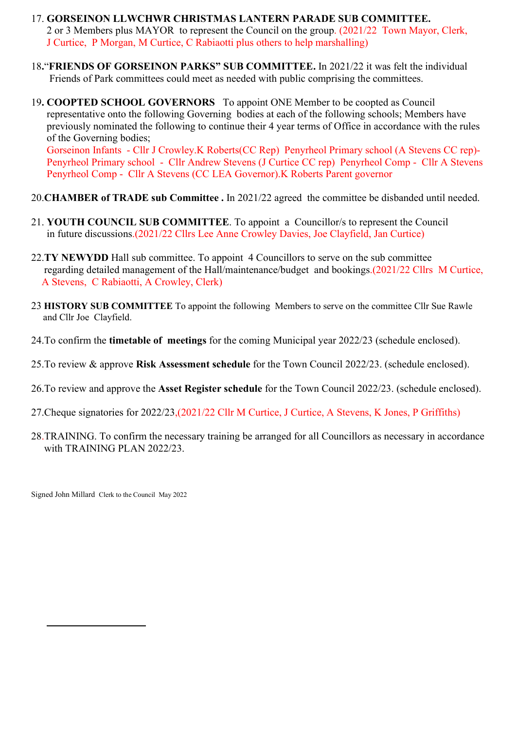17. **GORSEINON LLWCHWR CHRISTMAS LANTERN PARADE SUB COMMITTEE.** 2 or 3 Members plus MAYOR to represent the Council on the group. (2021/22 Town Mayor, Clerk, J Curtice, P Morgan, M Curtice, C Rabiaotti plus others to help marshalling)

18. "**FRIENDS OF GORSEINON PARKS" SUB COMMITTEE.** In 2021/22 it was felt the individual Friends of Park committees could meet as needed with public comprising the committees.

19. **COOPTED SCHOOL GOVERNORS** To appoint ONE Member to be coopted as Council representative onto the following Governing bodies at each of the following schools; Members have previously nominated the following to continue their 4 year terms of Office in accordance with the rules of the Governing bodies;
Gorseinon Infants - Cllr J Crowley.K Roberts(CC Rep) Penyrheol Primary school (A Stevens CC rep)- Penyrheol Primary school - Cllr Andrew Stevens (J Curtice CC rep) Penyrheol Comp - Cllr A Stevens Penyrheol Comp - Cllr A Stevens (CC LEA Governor).K Roberts Parent governor

20. **CHAMBER of TRADE sub Committee .** In 2021/22 agreed the committee be disbanded until needed.

21. **YOUTH COUNCIL SUB COMMITTEE**. To appoint a Councillor/s to represent the Council in future discussions.(2021/22 Cllrs Lee Anne Crowley Davies, Joe Clayfield, Jan Curtice)

22. **TY NEWYDD** Hall sub committee. To appoint 4 Councillors to serve on the sub committee regarding detailed management of the Hall/maintenance/budget and bookings.(2021/22 Cllrs M Curtice, A Stevens, C Rabiaotti, A Crowley, Clerk)

23 **HISTORY SUB COMMITTEE** To appoint the following Members to serve on the committee Cllr Sue Rawle and Cllr Joe Clayfield.

24. To confirm the **timetable of meetings** for the coming Municipal year 2022/23 (schedule enclosed).

25. To review & approve **Risk Assessment schedule** for the Town Council 2022/23. (schedule enclosed).

26. To review and approve the **Asset Register schedule** for the Town Council 2022/23. (schedule enclosed).

27. Cheque signatories for 2022/23,(2021/22 Cllr M Curtice, J Curtice, A Stevens, K Jones, P Griffiths)

28. TRAINING. To confirm the necessary training be arranged for all Councillors as necessary in accordance with TRAINING PLAN 2022/23.

Signed John Millard Clerk to the Council May 2022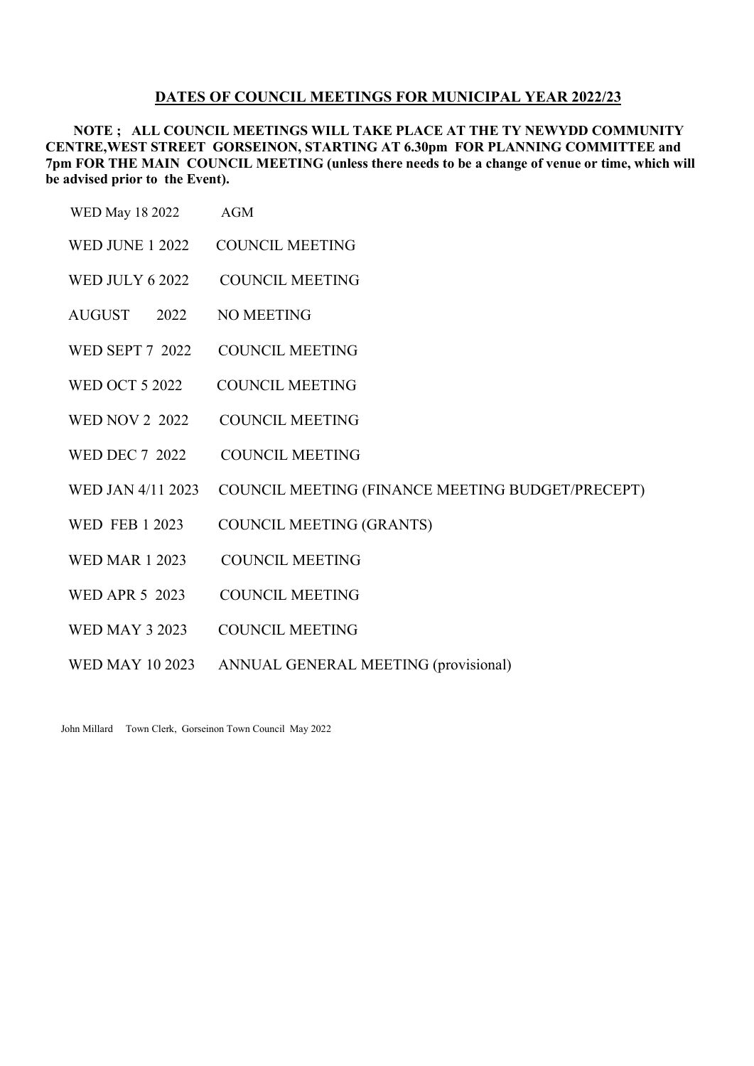## DATES OF COUNCIL MEETINGS FOR MUNICIPAL YEAR 2022/23

**NOTE ; ALL COUNCIL MEETINGS WILL TAKE PLACE AT THE TY NEWYDD COMMUNITY CENTRE,WEST STREET GORSEINON, STARTING AT 6.30pm FOR PLANNING COMMITTEE and 7pm FOR THE MAIN COUNCIL MEETING (unless there needs to be a change of venue or time, which will be advised prior to the Event).**

| | |
|---|---|
| WED May 18 2022 | AGM |
| WED JUNE 1 2022 | COUNCIL MEETING |
| WED JULY 6 2022 | COUNCIL MEETING |
| AUGUST 2022 | NO MEETING |
| WED SEPT 7 2022 | COUNCIL MEETING |
| WED OCT 5 2022 | COUNCIL MEETING |
| WED NOV 2 2022 | COUNCIL MEETING |
| WED DEC 7 2022 | COUNCIL MEETING |
| WED JAN 4/11 2023 | COUNCIL MEETING (FINANCE MEETING BUDGET/PRECEPT) |
| WED FEB 1 2023 | COUNCIL MEETING (GRANTS) |
| WED MAR 1 2023 | COUNCIL MEETING |
| WED APR 5 2023 | COUNCIL MEETING |
| WED MAY 3 2023 | COUNCIL MEETING |
| WED MAY 10 2023 | ANNUAL GENERAL MEETING (provisional) |

John Millard Town Clerk, Gorseinon Town Council May 2022